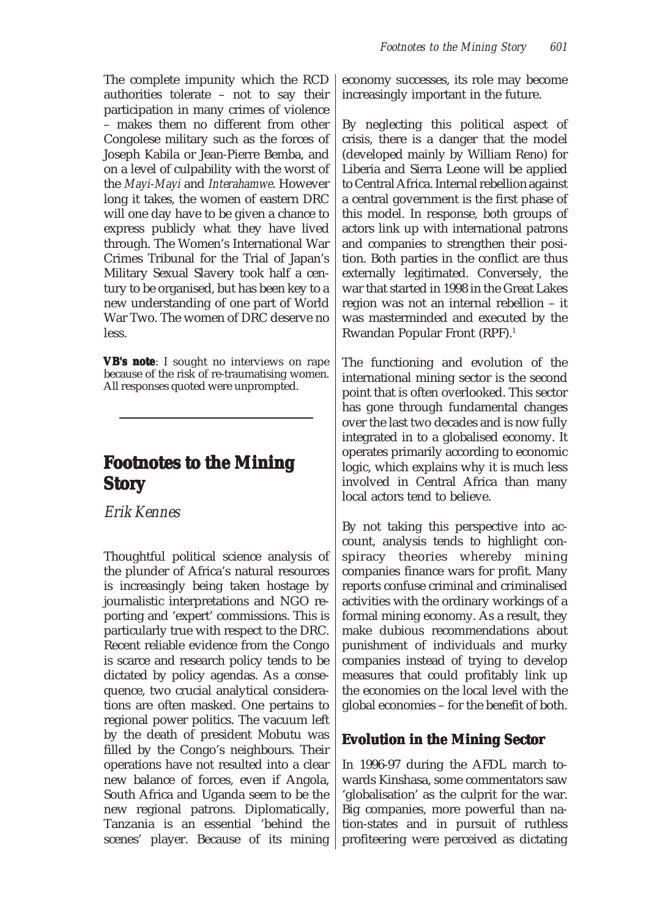The complete impunity which the RCD authorities tolerate – not to say their participation in many crimes of violence – makes them no different from other Congolese military such as the forces of Joseph Kabila or Jean-Pierre Bemba, and on a level of culpability with the worst of the *Mayi-Mayi* and *Interahamwe*. However long it takes, the women of eastern DRC will one day have to be given a chance to express publicly what they have lived through. The Women's International War Crimes Tribunal for the Trial of Japan's Military Sexual Slavery took half a century to be organised, but has been key to a new understanding of one part of World War Two. The women of DRC deserve no less.

**VB's note**: I sought no interviews on rape because of the risk of re-traumatising women. All responses quoted were unprompted.

## Footnotes to the Mining Story

*Erik Kennes*

Thoughtful political science analysis of the plunder of Africa's natural resources is increasingly being taken hostage by journalistic interpretations and NGO reporting and 'expert' commissions. This is particularly true with respect to the DRC. Recent reliable evidence from the Congo is scarce and research policy tends to be dictated by policy agendas. As a consequence, two crucial analytical considerations are often masked. One pertains to regional power politics. The vacuum left by the death of president Mobutu was filled by the Congo's neighbours. Their operations have not resulted into a clear new balance of forces, even if Angola, South Africa and Uganda seem to be the new regional patrons. Diplomatically, Tanzania is an essential 'behind the scenes' player. Because of its mining economy successes, its role may become increasingly important in the future.

By neglecting this political aspect of crisis, there is a danger that the model (developed mainly by William Reno) for Liberia and Sierra Leone will be applied to Central Africa. Internal rebellion against a central government is the first phase of this model. In response, both groups of actors link up with international patrons and companies to strengthen their position. Both parties in the conflict are thus externally legitimated. Conversely, the war that started in 1998 in the Great Lakes region was not an internal rebellion – it was masterminded and executed by the Rwandan Popular Front (RPF).[1]

The functioning and evolution of the international mining sector is the second point that is often overlooked. This sector has gone through fundamental changes over the last two decades and is now fully integrated in to a globalised economy. It operates primarily according to economic logic, which explains why it is much less involved in Central Africa than many local actors tend to believe.

By not taking this perspective into account, analysis tends to highlight conspiracy theories whereby mining companies finance wars for profit. Many reports confuse criminal and criminalised activities with the ordinary workings of a formal mining economy. As a result, they make dubious recommendations about punishment of individuals and murky companies instead of trying to develop measures that could profitably link up the economies on the local level with the global economies – for the benefit of both.

### Evolution in the Mining Sector

In 1996-97 during the AFDL march towards Kinshasa, some commentators saw 'globalisation' as the culprit for the war. Big companies, more powerful than nation-states and in pursuit of ruthless profiteering were perceived as dictating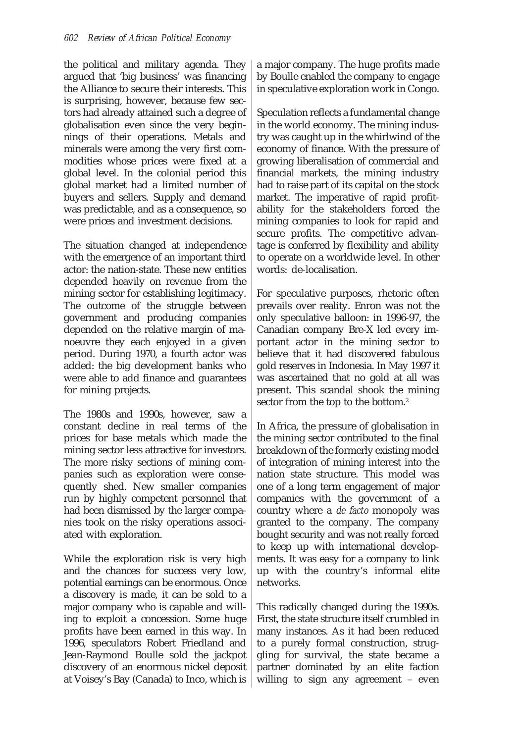the political and military agenda. They argued that 'big business' was financing the Alliance to secure their interests. This is surprising, however, because few sectors had already attained such a degree of globalisation even since the very beginnings of their operations. Metals and minerals were among the very first commodities whose prices were fixed at a global level. In the colonial period this global market had a limited number of buyers and sellers. Supply and demand was predictable, and as a consequence, so were prices and investment decisions.

The situation changed at independence with the emergence of an important third actor: the nation-state. These new entities depended heavily on revenue from the mining sector for establishing legitimacy. The outcome of the struggle between government and producing companies depended on the relative margin of manoeuvre they each enjoyed in a given period. During 1970, a fourth actor was added: the big development banks who were able to add finance and guarantees for mining projects.

The 1980s and 1990s, however, saw a constant decline in real terms of the prices for base metals which made the mining sector less attractive for investors. The more risky sections of mining companies such as exploration were consequently shed. New smaller companies run by highly competent personnel that had been dismissed by the larger companies took on the risky operations associated with exploration.

While the exploration risk is very high and the chances for success very low, potential earnings can be enormous. Once a discovery is made, it can be sold to a major company who is capable and willing to exploit a concession. Some huge profits have been earned in this way. In 1996, speculators Robert Friedland and Jean-Raymond Boulle sold the jackpot discovery of an enormous nickel deposit at Voisey's Bay (Canada) to Inco, which is a major company. The huge profits made by Boulle enabled the company to engage in speculative exploration work in Congo.

Speculation reflects a fundamental change in the world economy. The mining industry was caught up in the whirlwind of the economy of finance. With the pressure of growing liberalisation of commercial and financial markets, the mining industry had to raise part of its capital on the stock market. The imperative of rapid profitability for the stakeholders forced the mining companies to look for rapid and secure profits. The competitive advantage is conferred by flexibility and ability to operate on a worldwide level. In other words: de-localisation.

For speculative purposes, rhetoric often prevails over reality. Enron was not the only speculative balloon: in 1996-97, the Canadian company Bre-X led every important actor in the mining sector to believe that it had discovered fabulous gold reserves in Indonesia. In May 1997 it was ascertained that no gold at all was present. This scandal shook the mining sector from the top to the bottom.[2]

In Africa, the pressure of globalisation in the mining sector contributed to the final breakdown of the formerly existing model of integration of mining interest into the nation state structure. This model was one of a long term engagement of major companies with the government of a country where a *de facto* monopoly was granted to the company. The company bought security and was not really forced to keep up with international developments. It was easy for a company to link up with the country's informal elite networks.

This radically changed during the 1990s. First, the state structure itself crumbled in many instances. As it had been reduced to a purely formal construction, struggling for survival, the state became a partner dominated by an elite faction willing to sign any agreement – even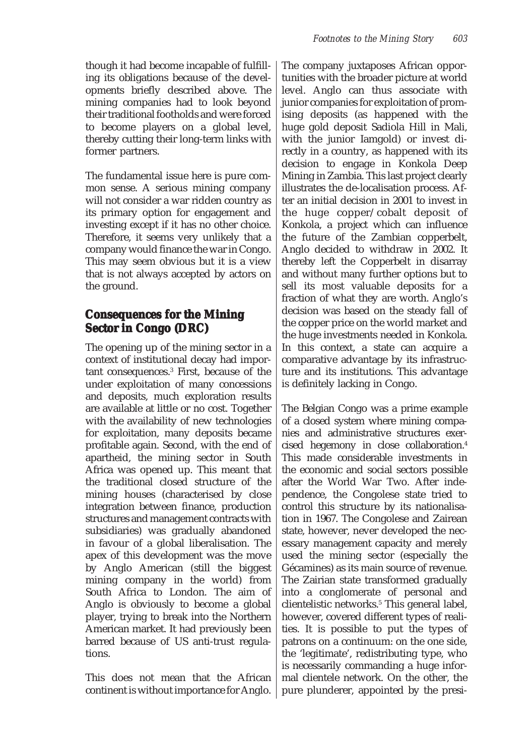though it had become incapable of fulfilling its obligations because of the developments briefly described above. The mining companies had to look beyond their traditional footholds and were forced to become players on a global level, thereby cutting their long-term links with former partners.

The fundamental issue here is pure common sense. A serious mining company will not consider a war ridden country as its primary option for engagement and investing except if it has no other choice. Therefore, it seems very unlikely that a company would finance the war in Congo. This may seem obvious but it is a view that is not always accepted by actors on the ground.

## Consequences for the Mining Sector in Congo (DRC)

The opening up of the mining sector in a context of institutional decay had important consequences.[3] First, because of the under exploitation of many concessions and deposits, much exploration results are available at little or no cost. Together with the availability of new technologies for exploitation, many deposits became profitable again. Second, with the end of apartheid, the mining sector in South Africa was opened up. This meant that the traditional closed structure of the mining houses (characterised by close integration between finance, production structures and management contracts with subsidiaries) was gradually abandoned in favour of a global liberalisation. The apex of this development was the move by Anglo American (still the biggest mining company in the world) from South Africa to London. The aim of Anglo is obviously to become a global player, trying to break into the Northern American market. It had previously been barred because of US anti-trust regulations.

This does not mean that the African continent is without importance for Anglo. The company juxtaposes African opportunities with the broader picture at world level. Anglo can thus associate with junior companies for exploitation of promising deposits (as happened with the huge gold deposit Sadiola Hill in Mali, with the junior Iamgold) or invest directly in a country, as happened with its decision to engage in Konkola Deep Mining in Zambia. This last project clearly illustrates the de-localisation process. After an initial decision in 2001 to invest in the huge copper/cobalt deposit of Konkola, a project which can influence the future of the Zambian copperbelt, Anglo decided to withdraw in 2002. It thereby left the Copperbelt in disarray and without many further options but to sell its most valuable deposits for a fraction of what they are worth. Anglo's decision was based on the steady fall of the copper price on the world market and the huge investments needed in Konkola. In this context, a state can acquire a comparative advantage by its infrastructure and its institutions. This advantage is definitely lacking in Congo.

The Belgian Congo was a prime example of a closed system where mining companies and administrative structures exercised hegemony in close collaboration.[4] This made considerable investments in the economic and social sectors possible after the World War Two. After independence, the Congolese state tried to control this structure by its nationalisation in 1967. The Congolese and Zairean state, however, never developed the necessary management capacity and merely used the mining sector (especially the Gécamines) as its main source of revenue. The Zairian state transformed gradually into a conglomerate of personal and clientelistic networks.[5] This general label, however, covered different types of realities. It is possible to put the types of patrons on a continuum: on the one side, the 'legitimate', redistributing type, who is necessarily commanding a huge informal clientele network. On the other, the pure plunderer, appointed by the presi-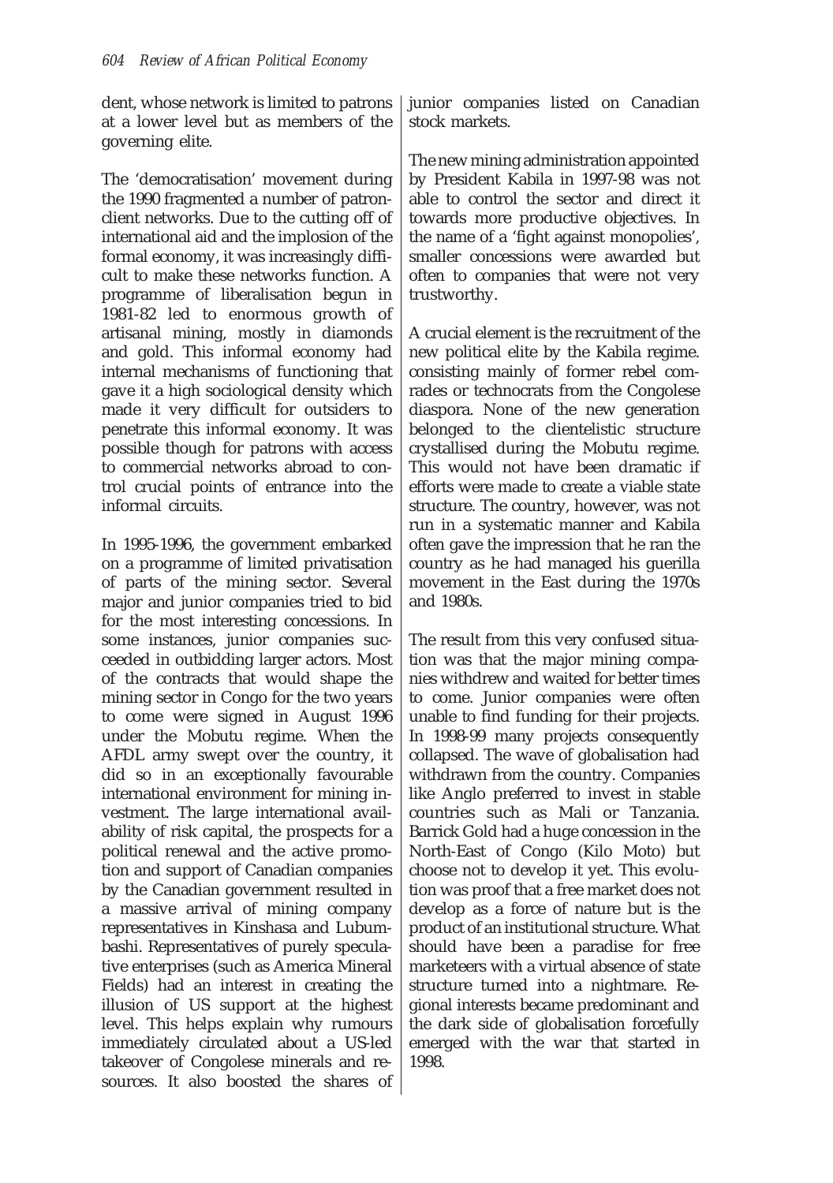dent, whose network is limited to patrons at a lower level but as members of the governing elite.

The 'democratisation' movement during the 1990 fragmented a number of patron-client networks. Due to the cutting off of international aid and the implosion of the formal economy, it was increasingly difficult to make these networks function. A programme of liberalisation begun in 1981-82 led to enormous growth of artisanal mining, mostly in diamonds and gold. This informal economy had internal mechanisms of functioning that gave it a high sociological density which made it very difficult for outsiders to penetrate this informal economy. It was possible though for patrons with access to commercial networks abroad to control crucial points of entrance into the informal circuits.

In 1995-1996, the government embarked on a programme of limited privatisation of parts of the mining sector. Several major and junior companies tried to bid for the most interesting concessions. In some instances, junior companies succeeded in outbidding larger actors. Most of the contracts that would shape the mining sector in Congo for the two years to come were signed in August 1996 under the Mobutu regime. When the AFDL army swept over the country, it did so in an exceptionally favourable international environment for mining investment. The large international availability of risk capital, the prospects for a political renewal and the active promotion and support of Canadian companies by the Canadian government resulted in a massive arrival of mining company representatives in Kinshasa and Lubumbashi. Representatives of purely speculative enterprises (such as America Mineral Fields) had an interest in creating the illusion of US support at the highest level. This helps explain why rumours immediately circulated about a US-led takeover of Congolese minerals and resources. It also boosted the shares of junior companies listed on Canadian stock markets.

The new mining administration appointed by President Kabila in 1997-98 was not able to control the sector and direct it towards more productive objectives. In the name of a 'fight against monopolies', smaller concessions were awarded but often to companies that were not very trustworthy.

A crucial element is the recruitment of the new political elite by the Kabila regime. consisting mainly of former rebel comrades or technocrats from the Congolese diaspora. None of the new generation belonged to the clientelistic structure crystallised during the Mobutu regime. This would not have been dramatic if efforts were made to create a viable state structure. The country, however, was not run in a systematic manner and Kabila often gave the impression that he ran the country as he had managed his guerilla movement in the East during the 1970s and 1980s.

The result from this very confused situation was that the major mining companies withdrew and waited for better times to come. Junior companies were often unable to find funding for their projects. In 1998-99 many projects consequently collapsed. The wave of globalisation had withdrawn from the country. Companies like Anglo preferred to invest in stable countries such as Mali or Tanzania. Barrick Gold had a huge concession in the North-East of Congo (Kilo Moto) but choose not to develop it yet. This evolution was proof that a free market does not develop as a force of nature but is the product of an institutional structure. What should have been a paradise for free marketeers with a virtual absence of state structure turned into a nightmare. Regional interests became predominant and the dark side of globalisation forcefully emerged with the war that started in 1998.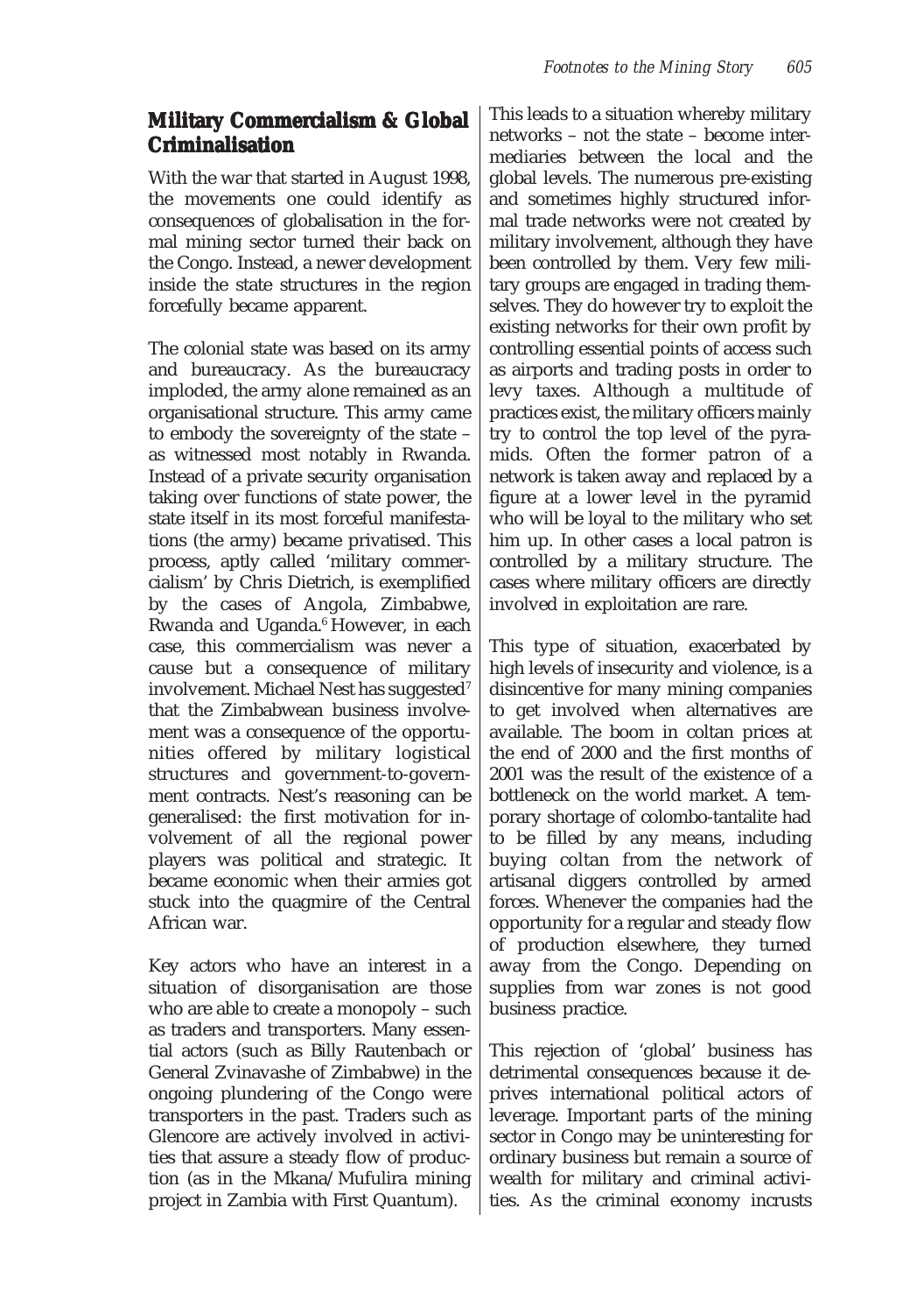## Military Commercialism & Global Criminalisation

With the war that started in August 1998, the movements one could identify as consequences of globalisation in the formal mining sector turned their back on the Congo. Instead, a newer development inside the state structures in the region forcefully became apparent.

The colonial state was based on its army and bureaucracy. As the bureaucracy imploded, the army alone remained as an organisational structure. This army came to embody the sovereignty of the state – as witnessed most notably in Rwanda. Instead of a private security organisation taking over functions of state power, the state itself in its most forceful manifestations (the army) became privatised. This process, aptly called 'military commercialism' by Chris Dietrich, is exemplified by the cases of Angola, Zimbabwe, Rwanda and Uganda.[6] However, in each case, this commercialism was never a cause but a consequence of military involvement. Michael Nest has suggested[7] that the Zimbabwean business involvement was a consequence of the opportunities offered by military logistical structures and government-to-government contracts. Nest's reasoning can be generalised: the first motivation for involvement of all the regional power players was political and strategic. It became economic when their armies got stuck into the quagmire of the Central African war.

Key actors who have an interest in a situation of disorganisation are those who are able to create a monopoly – such as traders and transporters. Many essential actors (such as Billy Rautenbach or General Zvinavashe of Zimbabwe) in the ongoing plundering of the Congo were transporters in the past. Traders such as Glencore are actively involved in activities that assure a steady flow of production (as in the Mkana/Mufulira mining project in Zambia with First Quantum).

This leads to a situation whereby military networks – not the state – become intermediaries between the local and the global levels. The numerous pre-existing and sometimes highly structured informal trade networks were not created by military involvement, although they have been controlled by them. Very few military groups are engaged in trading themselves. They do however try to exploit the existing networks for their own profit by controlling essential points of access such as airports and trading posts in order to levy taxes. Although a multitude of practices exist, the military officers mainly try to control the top level of the pyramids. Often the former patron of a network is taken away and replaced by a figure at a lower level in the pyramid who will be loyal to the military who set him up. In other cases a local patron is controlled by a military structure. The cases where military officers are directly involved in exploitation are rare.

This type of situation, exacerbated by high levels of insecurity and violence, is a disincentive for many mining companies to get involved when alternatives are available. The boom in coltan prices at the end of 2000 and the first months of 2001 was the result of the existence of a bottleneck on the world market. A temporary shortage of colombo-tantalite had to be filled by any means, including buying coltan from the network of artisanal diggers controlled by armed forces. Whenever the companies had the opportunity for a regular and steady flow of production elsewhere, they turned away from the Congo. Depending on supplies from war zones is not good business practice.

This rejection of 'global' business has detrimental consequences because it deprives international political actors of leverage. Important parts of the mining sector in Congo may be uninteresting for ordinary business but remain a source of wealth for military and criminal activities. As the criminal economy incrusts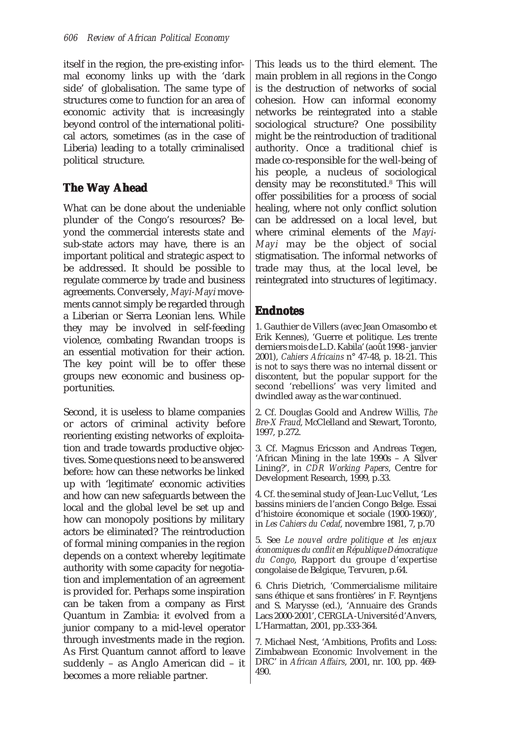itself in the region, the pre-existing informal economy links up with the 'dark side' of globalisation. The same type of structures come to function for an area of economic activity that is increasingly beyond control of the international political actors, sometimes (as in the case of Liberia) leading to a totally criminalised political structure.

## The Way Ahead

What can be done about the undeniable plunder of the Congo's resources? Beyond the commercial interests state and sub-state actors may have, there is an important political and strategic aspect to be addressed. It should be possible to regulate commerce by trade and business agreements. Conversely, *Mayi-Mayi* movements cannot simply be regarded through a Liberian or Sierra Leonian lens. While they may be involved in self-feeding violence, combating Rwandan troops is an essential motivation for their action. The key point will be to offer these groups new economic and business opportunities.

Second, it is useless to blame companies or actors of criminal activity before reorienting existing networks of exploitation and trade towards productive objectives. Some questions need to be answered before: how can these networks be linked up with 'legitimate' economic activities and how can new safeguards between the local and the global level be set up and how can monopoly positions by military actors be eliminated? The reintroduction of formal mining companies in the region depends on a context whereby legitimate authority with some capacity for negotiation and implementation of an agreement is provided for. Perhaps some inspiration can be taken from a company as First Quantum in Zambia: it evolved from a junior company to a mid-level operator through investments made in the region. As First Quantum cannot afford to leave suddenly – as Anglo American did – it becomes a more reliable partner.

This leads us to the third element. The main problem in all regions in the Congo is the destruction of networks of social cohesion. How can informal economy networks be reintegrated into a stable sociological structure? One possibility might be the reintroduction of traditional authority. Once a traditional chief is made co-responsible for the well-being of his people, a nucleus of sociological density may be reconstituted.[8] This will offer possibilities for a process of social healing, where not only conflict solution can be addressed on a local level, but where criminal elements of the *Mayi-Mayi* may be the object of social stigmatisation. The informal networks of trade may thus, at the local level, be reintegrated into structures of legitimacy.

## Endnotes

1. Gauthier de Villers (avec Jean Omasombo et Erik Kennes), 'Guerre et politique. Les trente derniers mois de L.D. Kabila' (août 1998 - janvier 2001), *Cahiers Africains* n° 47-48, p. 18-21. This is not to says there was no internal dissent or discontent, but the popular support for the second 'rebellions' was very limited and dwindled away as the war continued.

2. Cf. Douglas Goold and Andrew Willis, *The Bre-X Fraud*, McClelland and Stewart, Toronto, 1997, p.272.

3. Cf. Magnus Ericsson and Andreas Tegen, 'African Mining in the late 1990s – A Silver Lining?', in *CDR Working Papers*, Centre for Development Research, 1999, p.33.

4. Cf. the seminal study of Jean-Luc Vellut, 'Les bassins miniers de l'ancien Congo Belge. Essai d'histoire économique et sociale (1900-1960)', in *Les Cahiers du Cedaf*, novembre 1981, 7, p.70

5. See *Le nouvel ordre politique et les enjeux économiques du conflit en République Démocratique du Congo*, Rapport du groupe d'expertise congolaise de Belgique, Tervuren, p.64.

6. Chris Dietrich, 'Commercialisme militaire sans éthique et sans frontières' in F. Reyntjens and S. Marysse (ed.), 'Annuaire des Grands Lacs 2000-2001', CERGLA-Université d'Anvers, L'Harmattan, 2001, pp.333-364.

7. Michael Nest, 'Ambitions, Profits and Loss: Zimbabwean Economic Involvement in the DRC' in *African Affairs*, 2001, nr. 100, pp. 469-490.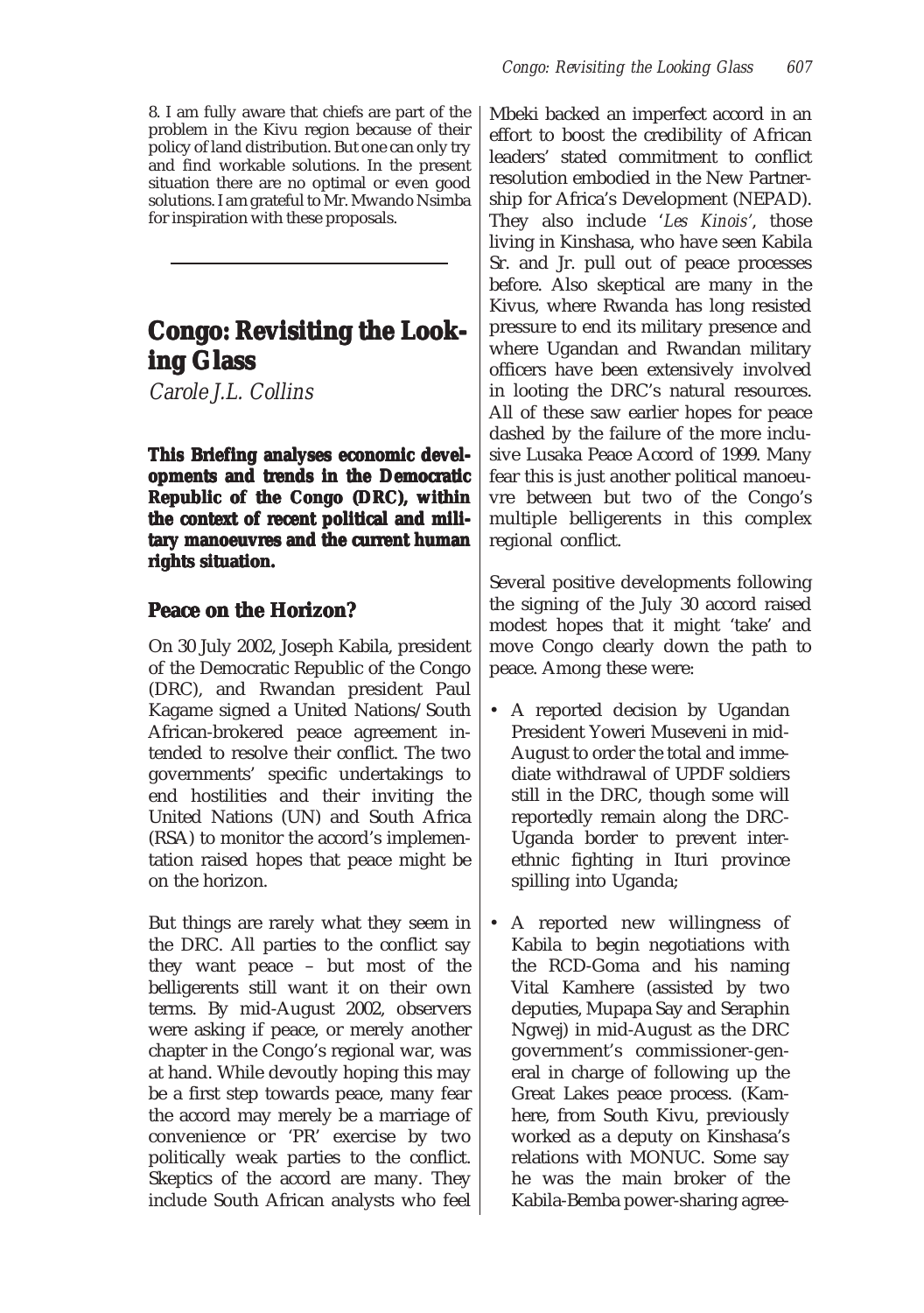8. I am fully aware that chiefs are part of the problem in the Kivu region because of their policy of land distribution. But one can only try and find workable solutions. In the present situation there are no optimal or even good solutions. I am grateful to Mr. Mwando Nsimba for inspiration with these proposals.

---

# Congo: Revisiting the Looking Glass

*Carole J.L. Collins*

**This Briefing analyses economic developments and trends in the Democratic Republic of the Congo (DRC), within the context of recent political and military manoeuvres and the current human rights situation.**

## Peace on the Horizon?

On 30 July 2002, Joseph Kabila, president of the Democratic Republic of the Congo (DRC), and Rwandan president Paul Kagame signed a United Nations/South African-brokered peace agreement intended to resolve their conflict. The two governments' specific undertakings to end hostilities and their inviting the United Nations (UN) and South Africa (RSA) to monitor the accord's implementation raised hopes that peace might be on the horizon.

But things are rarely what they seem in the DRC. All parties to the conflict say they want peace – but most of the belligerents still want it on their own terms. By mid-August 2002, observers were asking if peace, or merely another chapter in the Congo's regional war, was at hand. While devoutly hoping this may be a first step towards peace, many fear the accord may merely be a marriage of convenience or 'PR' exercise by two politically weak parties to the conflict. Skeptics of the accord are many. They include South African analysts who feel Mbeki backed an imperfect accord in an effort to boost the credibility of African leaders' stated commitment to conflict resolution embodied in the New Partnership for Africa's Development (NEPAD). They also include '*Les Kinois*', those living in Kinshasa, who have seen Kabila Sr. and Jr. pull out of peace processes before. Also skeptical are many in the Kivus, where Rwanda has long resisted pressure to end its military presence and where Ugandan and Rwandan military officers have been extensively involved in looting the DRC's natural resources. All of these saw earlier hopes for peace dashed by the failure of the more inclusive Lusaka Peace Accord of 1999. Many fear this is just another political manoeuvre between but two of the Congo's multiple belligerents in this complex regional conflict.

Several positive developments following the signing of the July 30 accord raised modest hopes that it might 'take' and move Congo clearly down the path to peace. Among these were:

- A reported decision by Ugandan President Yoweri Museveni in mid-August to order the total and immediate withdrawal of UPDF soldiers still in the DRC, though some will reportedly remain along the DRC-Uganda border to prevent inter-ethnic fighting in Ituri province spilling into Uganda;
- A reported new willingness of Kabila to begin negotiations with the RCD-Goma and his naming Vital Kamhere (assisted by two deputies, Mupapa Say and Seraphin Ngwej) in mid-August as the DRC government's commissioner-general in charge of following up the Great Lakes peace process. (Kamhere, from South Kivu, previously worked as a deputy on Kinshasa's relations with MONUC. Some say he was the main broker of the Kabila-Bemba power-sharing agree-